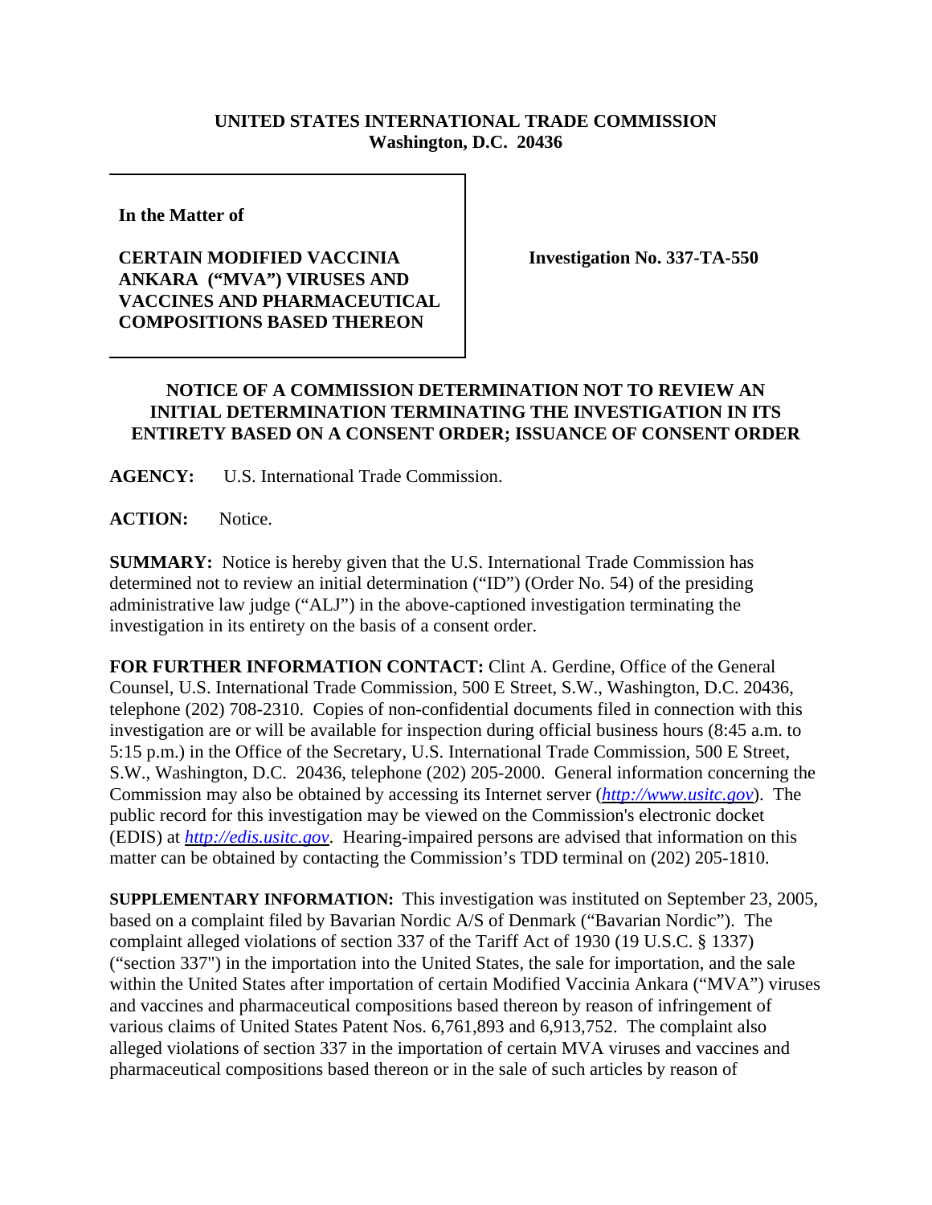**UNITED STATES INTERNATIONAL TRADE COMMISSION**
**Washington, D.C. 20436**

| In the Matter of<br><br>**CERTAIN MODIFIED VACCINIA ANKARA ("MVA") VIRUSES AND VACCINES AND PHARMACEUTICAL COMPOSITIONS BASED THEREON** | **Investigation No. 337-TA-550** |
|---|---|

**NOTICE OF A COMMISSION DETERMINATION NOT TO REVIEW AN INITIAL DETERMINATION TERMINATING THE INVESTIGATION IN ITS ENTIRETY BASED ON A CONSENT ORDER; ISSUANCE OF CONSENT ORDER**

**AGENCY:** U.S. International Trade Commission.

**ACTION:** Notice.

**SUMMARY:** Notice is hereby given that the U.S. International Trade Commission has determined not to review an initial determination ("ID") (Order No. 54) of the presiding administrative law judge ("ALJ") in the above-captioned investigation terminating the investigation in its entirety on the basis of a consent order.

**FOR FURTHER INFORMATION CONTACT:** Clint A. Gerdine, Office of the General Counsel, U.S. International Trade Commission, 500 E Street, S.W., Washington, D.C. 20436, telephone (202) 708-2310. Copies of non-confidential documents filed in connection with this investigation are or will be available for inspection during official business hours (8:45 a.m. to 5:15 p.m.) in the Office of the Secretary, U.S. International Trade Commission, 500 E Street, S.W., Washington, D.C. 20436, telephone (202) 205-2000. General information concerning the Commission may also be obtained by accessing its Internet server (*http://www.usitc.gov*). The public record for this investigation may be viewed on the Commission's electronic docket (EDIS) at *http://edis.usitc.gov*. Hearing-impaired persons are advised that information on this matter can be obtained by contacting the Commission's TDD terminal on (202) 205-1810.

**SUPPLEMENTARY INFORMATION:** This investigation was instituted on September 23, 2005, based on a complaint filed by Bavarian Nordic A/S of Denmark ("Bavarian Nordic"). The complaint alleged violations of section 337 of the Tariff Act of 1930 (19 U.S.C. § 1337) ("section 337") in the importation into the United States, the sale for importation, and the sale within the United States after importation of certain Modified Vaccinia Ankara ("MVA") viruses and vaccines and pharmaceutical compositions based thereon by reason of infringement of various claims of United States Patent Nos. 6,761,893 and 6,913,752. The complaint also alleged violations of section 337 in the importation of certain MVA viruses and vaccines and pharmaceutical compositions based thereon or in the sale of such articles by reason of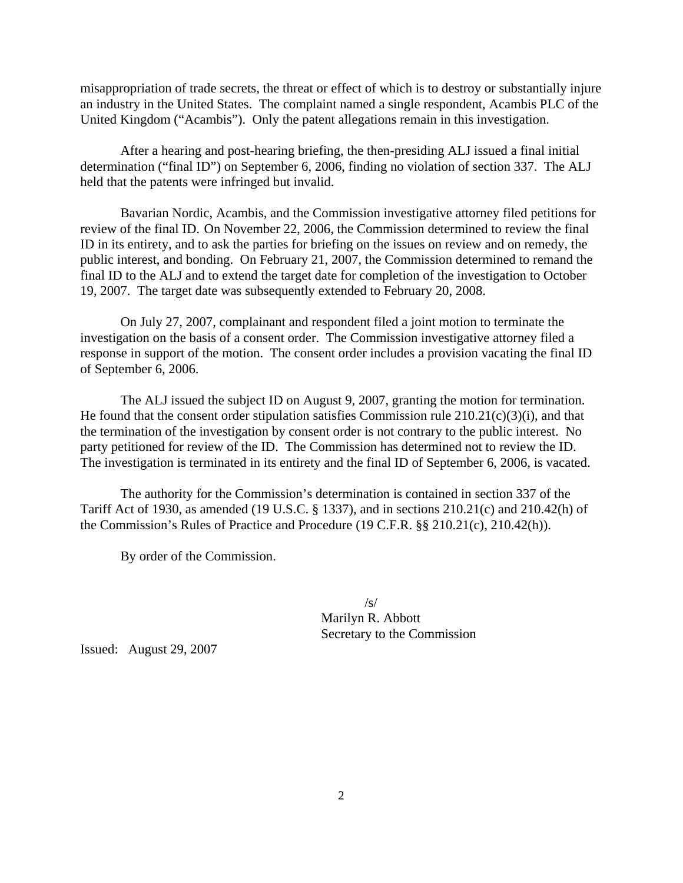misappropriation of trade secrets, the threat or effect of which is to destroy or substantially injure an industry in the United States. The complaint named a single respondent, Acambis PLC of the United Kingdom ("Acambis"). Only the patent allegations remain in this investigation.

After a hearing and post-hearing briefing, the then-presiding ALJ issued a final initial determination ("final ID") on September 6, 2006, finding no violation of section 337. The ALJ held that the patents were infringed but invalid.

Bavarian Nordic, Acambis, and the Commission investigative attorney filed petitions for review of the final ID. On November 22, 2006, the Commission determined to review the final ID in its entirety, and to ask the parties for briefing on the issues on review and on remedy, the public interest, and bonding. On February 21, 2007, the Commission determined to remand the final ID to the ALJ and to extend the target date for completion of the investigation to October 19, 2007. The target date was subsequently extended to February 20, 2008.

On July 27, 2007, complainant and respondent filed a joint motion to terminate the investigation on the basis of a consent order. The Commission investigative attorney filed a response in support of the motion. The consent order includes a provision vacating the final ID of September 6, 2006.

The ALJ issued the subject ID on August 9, 2007, granting the motion for termination. He found that the consent order stipulation satisfies Commission rule 210.21(c)(3)(i), and that the termination of the investigation by consent order is not contrary to the public interest. No party petitioned for review of the ID. The Commission has determined not to review the ID. The investigation is terminated in its entirety and the final ID of September 6, 2006, is vacated.

The authority for the Commission's determination is contained in section 337 of the Tariff Act of 1930, as amended (19 U.S.C. § 1337), and in sections 210.21(c) and 210.42(h) of the Commission's Rules of Practice and Procedure (19 C.F.R. §§ 210.21(c), 210.42(h)).

By order of the Commission.

/s/
Marilyn R. Abbott
Secretary to the Commission

Issued: August 29, 2007